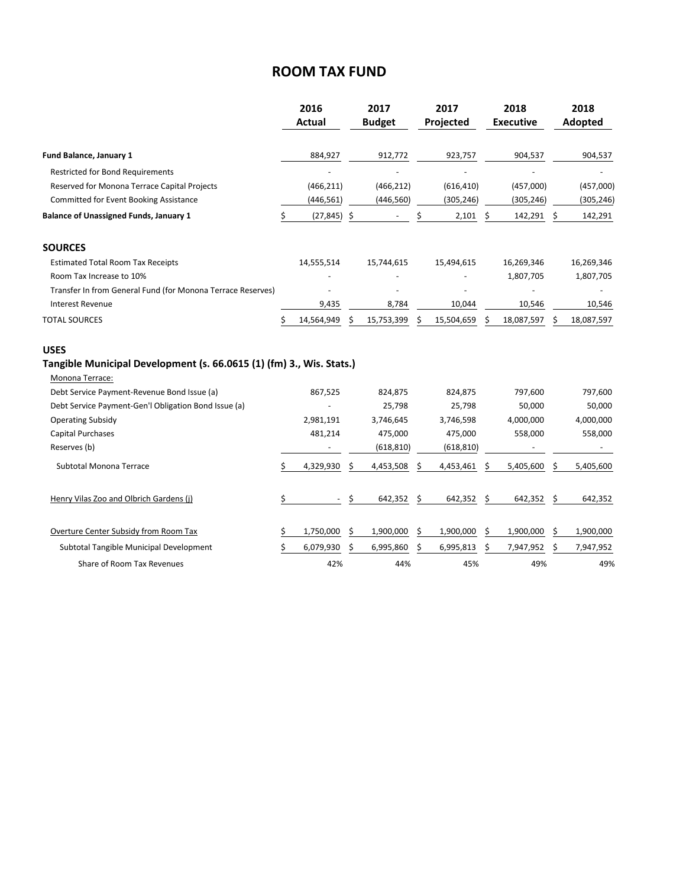# ROOM TAX FUND

| | 2016 Actual | 2017 Budget | 2017 Projected | 2018 Executive | 2018 Adopted |
|---|---|---|---|---|---|
| **Fund Balance, January 1** | 884,927 | 912,772 | 923,757 | 904,537 | 904,537 |
| Restricted for Bond Requirements | - | - | - | - | - |
| Reserved for Monona Terrace Capital Projects | (466,211) | (466,212) | (616,410) | (457,000) | (457,000) |
| Committed for Event Booking Assistance | (446,561) | (446,560) | (305,246) | (305,246) | (305,246) |
| **Balance of Unassigned Funds, January 1** | $ (27,845) | $ - | $ 2,101 | $ 142,291 | $ 142,291 |
| **SOURCES** | | | | | |
| Estimated Total Room Tax Receipts | 14,555,514 | 15,744,615 | 15,494,615 | 16,269,346 | 16,269,346 |
| Room Tax Increase to 10% | - | - | - | 1,807,705 | 1,807,705 |
| Transfer In from General Fund (for Monona Terrace Reserves) | - | - | - | - | - |
| Interest Revenue | 9,435 | 8,784 | 10,044 | 10,546 | 10,546 |
| TOTAL SOURCES | $ 14,564,949 | $ 15,753,399 | $ 15,504,659 | $ 18,087,597 | $ 18,087,597 |
| **USES** | | | | | |
| **Tangible Municipal Development (s. 66.0615 (1) (fm) 3., Wis. Stats.)** | | | | | |
| Monona Terrace: | | | | | |
| Debt Service Payment-Revenue Bond Issue (a) | 867,525 | 824,875 | 824,875 | 797,600 | 797,600 |
| Debt Service Payment-Gen'l Obligation Bond Issue (a) | - | 25,798 | 25,798 | 50,000 | 50,000 |
| Operating Subsidy | 2,981,191 | 3,746,645 | 3,746,598 | 4,000,000 | 4,000,000 |
| Capital Purchases | 481,214 | 475,000 | 475,000 | 558,000 | 558,000 |
| Reserves (b) | - | (618,810) | (618,810) | - | - |
| Subtotal Monona Terrace | $ 4,329,930 | $ 4,453,508 | $ 4,453,461 | $ 5,405,600 | $ 5,405,600 |
| Henry Vilas Zoo and Olbrich Gardens (j) | $ - | $ 642,352 | $ 642,352 | $ 642,352 | $ 642,352 |
| Overture Center Subsidy from Room Tax | $ 1,750,000 | $ 1,900,000 | $ 1,900,000 | $ 1,900,000 | $ 1,900,000 |
| Subtotal Tangible Municipal Development | $ 6,079,930 | $ 6,995,860 | $ 6,995,813 | $ 7,947,952 | $ 7,947,952 |
| Share of Room Tax Revenues | 42% | 44% | 45% | 49% | 49% |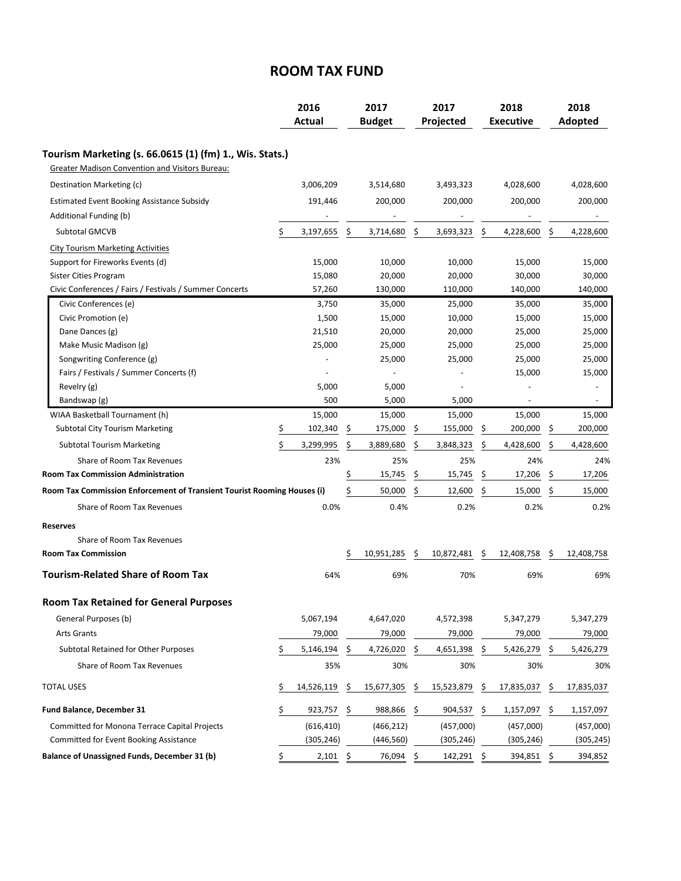# ROOM TAX FUND

| | 2016 Actual | 2017 Budget | 2017 Projected | 2018 Executive | 2018 Adopted |
|---|---|---|---|---|---|
| **Tourism Marketing (s. 66.0615 (1) (fm) 1., Wis. Stats.)** | | | | | |
| Greater Madison Convention and Visitors Bureau: | | | | | |
| Destination Marketing (c) | 3,006,209 | 3,514,680 | 3,493,323 | 4,028,600 | 4,028,600 |
| Estimated Event Booking Assistance Subsidy | 191,446 | 200,000 | 200,000 | 200,000 | 200,000 |
| Additional Funding (b) | - | - | - | - | - |
| Subtotal GMCVB | $ 3,197,655 | $ 3,714,680 | $ 3,693,323 | $ 4,228,600 | $ 4,228,600 |
| City Tourism Marketing Activities | | | | | |
| Support for Fireworks Events (d) | 15,000 | 10,000 | 10,000 | 15,000 | 15,000 |
| Sister Cities Program | 15,080 | 20,000 | 20,000 | 30,000 | 30,000 |
| Civic Conferences / Fairs / Festivals / Summer Concerts | 57,260 | 130,000 | 110,000 | 140,000 | 140,000 |
| Civic Conferences (e) | 3,750 | 35,000 | 25,000 | 35,000 | 35,000 |
| Civic Promotion (e) | 1,500 | 15,000 | 10,000 | 15,000 | 15,000 |
| Dane Dances (g) | 21,510 | 20,000 | 20,000 | 25,000 | 25,000 |
| Make Music Madison (g) | 25,000 | 25,000 | 25,000 | 25,000 | 25,000 |
| Songwriting Conference (g) | - | 25,000 | 25,000 | 25,000 | 25,000 |
| Fairs / Festivals / Summer Concerts (f) | - | - | - | 15,000 | 15,000 |
| Revelry (g) | 5,000 | 5,000 | - | - | - |
| Bandswap (g) | 500 | 5,000 | 5,000 | - | - |
| WIAA Basketball Tournament (h) | 15,000 | 15,000 | 15,000 | 15,000 | 15,000 |
| Subtotal City Tourism Marketing | $ 102,340 | $ 175,000 | $ 155,000 | $ 200,000 | $ 200,000 |
| Subtotal Tourism Marketing | $ 3,299,995 | $ 3,889,680 | $ 3,848,323 | $ 4,428,600 | $ 4,428,600 |
| Share of Room Tax Revenues | 23% | 25% | 25% | 24% | 24% |
| **Room Tax Commission Administration** | | $ 15,745 | $ 15,745 | $ 17,206 | $ 17,206 |
| **Room Tax Commission Enforcement of Transient Tourist Rooming Houses (i)** | | $ 50,000 | $ 12,600 | $ 15,000 | $ 15,000 |
| Share of Room Tax Revenues | 0.0% | 0.4% | 0.2% | 0.2% | 0.2% |
| **Reserves** | | | | | |
| Share of Room Tax Revenues | | | | | |
| **Room Tax Commission** | | $ 10,951,285 | $ 10,872,481 | $ 12,408,758 | $ 12,408,758 |
| **Tourism-Related Share of Room Tax** | 64% | 69% | 70% | 69% | 69% |
| **Room Tax Retained for General Purposes** | | | | | |
| General Purposes (b) | 5,067,194 | 4,647,020 | 4,572,398 | 5,347,279 | 5,347,279 |
| Arts Grants | 79,000 | 79,000 | 79,000 | 79,000 | 79,000 |
| Subtotal Retained for Other Purposes | $ 5,146,194 | $ 4,726,020 | $ 4,651,398 | $ 5,426,279 | $ 5,426,279 |
| Share of Room Tax Revenues | 35% | 30% | 30% | 30% | 30% |
| TOTAL USES | $ 14,526,119 | $ 15,677,305 | $ 15,523,879 | $ 17,835,037 | $ 17,835,037 |
| **Fund Balance, December 31** | $ 923,757 | $ 988,866 | $ 904,537 | $ 1,157,097 | $ 1,157,097 |
| Committed for Monona Terrace Capital Projects | (616,410) | (466,212) | (457,000) | (457,000) | (457,000) |
| Committed for Event Booking Assistance | (305,246) | (446,560) | (305,246) | (305,246) | (305,245) |
| **Balance of Unassigned Funds, December 31 (b)** | $ 2,101 | $ 76,094 | $ 142,291 | $ 394,851 | $ 394,852 |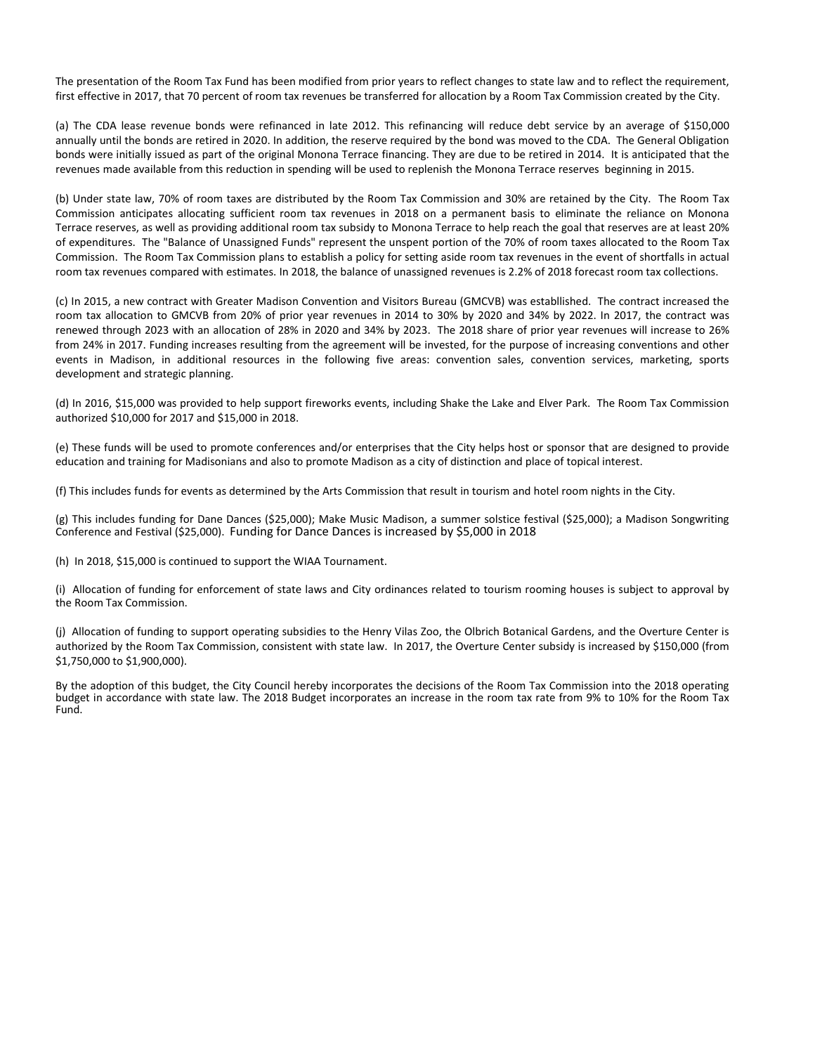The presentation of the Room Tax Fund has been modified from prior years to reflect changes to state law and to reflect the requirement, first effective in 2017, that 70 percent of room tax revenues be transferred for allocation by a Room Tax Commission created by the City.

(a) The CDA lease revenue bonds were refinanced in late 2012. This refinancing will reduce debt service by an average of $150,000 annually until the bonds are retired in 2020. In addition, the reserve required by the bond was moved to the CDA. The General Obligation bonds were initially issued as part of the original Monona Terrace financing. They are due to be retired in 2014. It is anticipated that the revenues made available from this reduction in spending will be used to replenish the Monona Terrace reserves beginning in 2015.

(b) Under state law, 70% of room taxes are distributed by the Room Tax Commission and 30% are retained by the City. The Room Tax Commission anticipates allocating sufficient room tax revenues in 2018 on a permanent basis to eliminate the reliance on Monona Terrace reserves, as well as providing additional room tax subsidy to Monona Terrace to help reach the goal that reserves are at least 20% of expenditures. The "Balance of Unassigned Funds" represent the unspent portion of the 70% of room taxes allocated to the Room Tax Commission. The Room Tax Commission plans to establish a policy for setting aside room tax revenues in the event of shortfalls in actual room tax revenues compared with estimates. In 2018, the balance of unassigned revenues is 2.2% of 2018 forecast room tax collections.

(c) In 2015, a new contract with Greater Madison Convention and Visitors Bureau (GMCVB) was establlished. The contract increased the room tax allocation to GMCVB from 20% of prior year revenues in 2014 to 30% by 2020 and 34% by 2022. In 2017, the contract was renewed through 2023 with an allocation of 28% in 2020 and 34% by 2023. The 2018 share of prior year revenues will increase to 26% from 24% in 2017. Funding increases resulting from the agreement will be invested, for the purpose of increasing conventions and other events in Madison, in additional resources in the following five areas: convention sales, convention services, marketing, sports development and strategic planning.

(d) In 2016, $15,000 was provided to help support fireworks events, including Shake the Lake and Elver Park. The Room Tax Commission authorized $10,000 for 2017 and $15,000 in 2018.

(e) These funds will be used to promote conferences and/or enterprises that the City helps host or sponsor that are designed to provide education and training for Madisonians and also to promote Madison as a city of distinction and place of topical interest.

(f) This includes funds for events as determined by the Arts Commission that result in tourism and hotel room nights in the City.

(g) This includes funding for Dane Dances ($25,000); Make Music Madison, a summer solstice festival ($25,000); a Madison Songwriting Conference and Festival ($25,000). Funding for Dance Dances is increased by $5,000 in 2018

(h) In 2018, $15,000 is continued to support the WIAA Tournament.

(i) Allocation of funding for enforcement of state laws and City ordinances related to tourism rooming houses is subject to approval by the Room Tax Commission.

(j) Allocation of funding to support operating subsidies to the Henry Vilas Zoo, the Olbrich Botanical Gardens, and the Overture Center is authorized by the Room Tax Commission, consistent with state law. In 2017, the Overture Center subsidy is increased by $150,000 (from $1,750,000 to $1,900,000).

By the adoption of this budget, the City Council hereby incorporates the decisions of the Room Tax Commission into the 2018 operating budget in accordance with state law. The 2018 Budget incorporates an increase in the room tax rate from 9% to 10% for the Room Tax Fund.